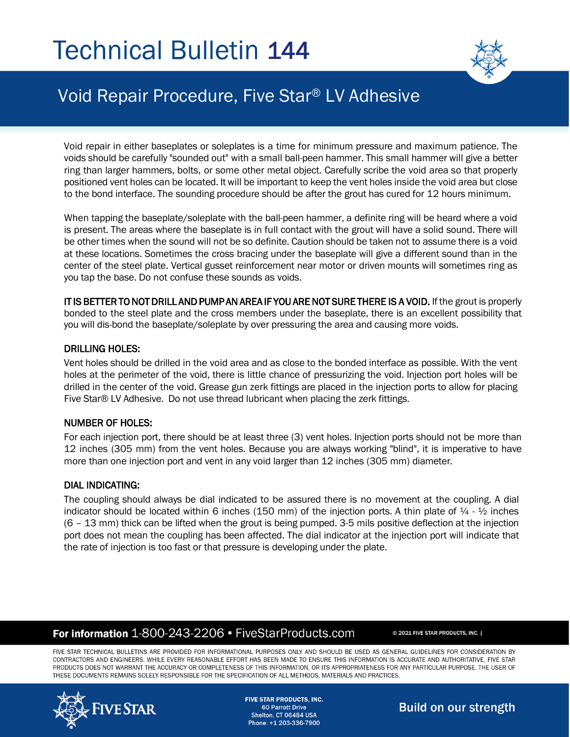# Technical Bulletin 144

## Void Repair Procedure, Five Star® LV Adhesive

Void repair in either baseplates or soleplates is a time for minimum pressure and maximum patience. The voids should be carefully "sounded out" with a small ball-peen hammer. This small hammer will give a better ring than larger hammers, bolts, or some other metal object. Carefully scribe the void area so that properly positioned vent holes can be located. It will be important to keep the vent holes inside the void area but close to the bond interface. The sounding procedure should be after the grout has cured for 12 hours minimum.

When tapping the baseplate/soleplate with the ball-peen hammer, a definite ring will be heard where a void is present. The areas where the baseplate is in full contact with the grout will have a solid sound. There will be other times when the sound will not be so definite. Caution should be taken not to assume there is a void at these locations. Sometimes the cross bracing under the baseplate will give a different sound than in the center of the steel plate. Vertical gusset reinforcement near motor or driven mounts will sometimes ring as you tap the base. Do not confuse these sounds as voids.

**IT IS BETTER TO NOT DRILL AND PUMP AN AREA IF YOU ARE NOT SURE THERE IS A VOID.** If the grout is properly bonded to the steel plate and the cross members under the baseplate, there is an excellent possibility that you will dis-bond the baseplate/soleplate by over pressuring the area and causing more voids.

### DRILLING HOLES:

Vent holes should be drilled in the void area and as close to the bonded interface as possible. With the vent holes at the perimeter of the void, there is little chance of pressurizing the void. Injection port holes will be drilled in the center of the void. Grease gun zerk fittings are placed in the injection ports to allow for placing Five Star® LV Adhesive. Do not use thread lubricant when placing the zerk fittings.

### NUMBER OF HOLES:

For each injection port, there should be at least three (3) vent holes. Injection ports should not be more than 12 inches (305 mm) from the vent holes. Because you are always working "blind", it is imperative to have more than one injection port and vent in any void larger than 12 inches (305 mm) diameter.

### DIAL INDICATING:

The coupling should always be dial indicated to be assured there is no movement at the coupling. A dial indicator should be located within 6 inches (150 mm) of the injection ports. A thin plate of ¼ - ½ inches (6 – 13 mm) thick can be lifted when the grout is being pumped. 3-5 mils positive deflection at the injection port does not mean the coupling has been affected. The dial indicator at the injection port will indicate that the rate of injection is too fast or that pressure is developing under the plate.

**For information** 1-800-243-2206 ▪ FiveStarProducts.com

© 2021 FIVE STAR PRODUCTS, INC. |

FIVE STAR TECHNICAL BULLETINS ARE PROVIDED FOR INFORMATIONAL PURPOSES ONLY AND SHOULD BE USED AS GENERAL GUIDELINES FOR CONSIDERATION BY CONTRACTORS AND ENGINEERS. WHILE EVERY REASONABLE EFFORT HAS BEEN MADE TO ENSURE THIS INFORMATION IS ACCURATE AND AUTHORITATIVE, FIVE STAR PRODUCTS DOES NOT WARRANT THE ACCURACY OR COMPLETENESS OF THIS INFORMATION, OR ITS APPROPRIATENESS FOR ANY PARTICULAR PURPOSE. THE USER OF THESE DOCUMENTS REMAINS SOLELY RESPONSIBLE FOR THE SPECIFICATION OF ALL METHODS, MATERIALS AND PRACTICES.

FIVE STAR

**FIVE STAR PRODUCTS, INC.**
60 Parrott Drive
Shelton, CT 06484 USA
Phone: +1 203-336-7900

**Build on our strength**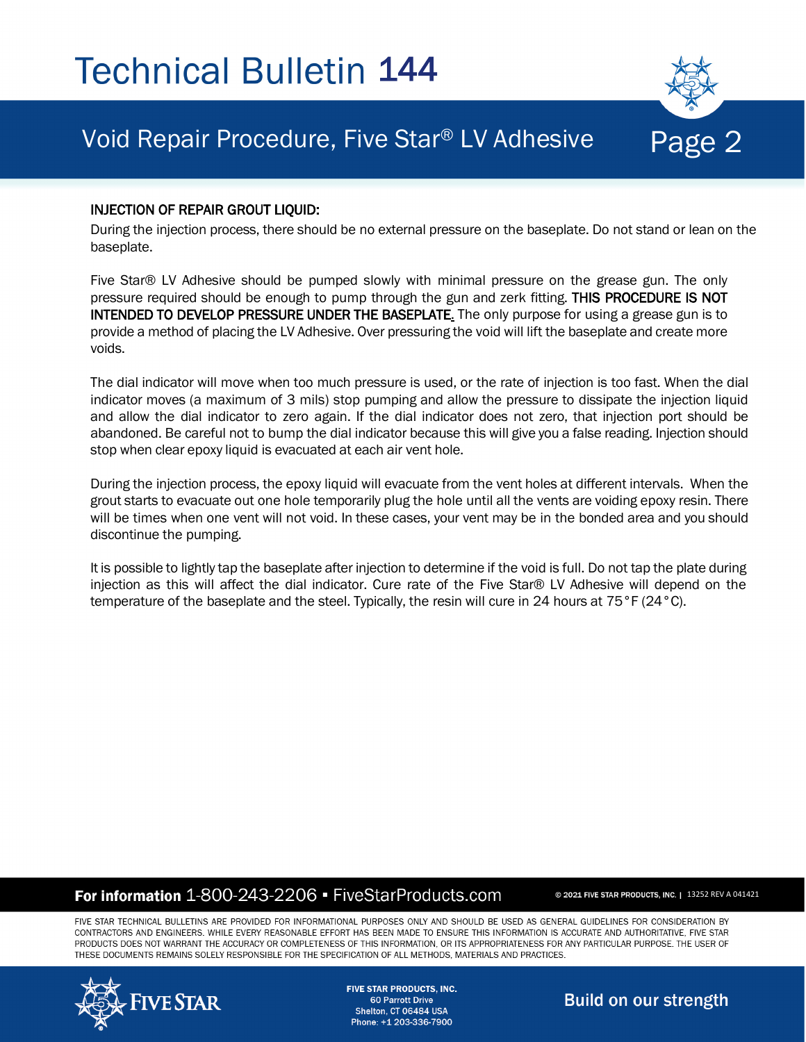## INJECTION OF REPAIR GROUT LIQUID:

During the injection process, there should be no external pressure on the baseplate. Do not stand or lean on the baseplate.

Five Star® LV Adhesive should be pumped slowly with minimal pressure on the grease gun. The only pressure required should be enough to pump through the gun and zerk fitting. **THIS PROCEDURE IS NOT INTENDED TO DEVELOP PRESSURE UNDER THE BASEPLATE.** The only purpose for using a grease gun is to provide a method of placing the LV Adhesive. Over pressuring the void will lift the baseplate and create more voids.

The dial indicator will move when too much pressure is used, or the rate of injection is too fast. When the dial indicator moves (a maximum of 3 mils) stop pumping and allow the pressure to dissipate the injection liquid and allow the dial indicator to zero again. If the dial indicator does not zero, that injection port should be abandoned. Be careful not to bump the dial indicator because this will give you a false reading. Injection should stop when clear epoxy liquid is evacuated at each air vent hole.

During the injection process, the epoxy liquid will evacuate from the vent holes at different intervals. When the grout starts to evacuate out one hole temporarily plug the hole until all the vents are voiding epoxy resin. There will be times when one vent will not void. In these cases, your vent may be in the bonded area and you should discontinue the pumping.

It is possible to lightly tap the baseplate after injection to determine if the void is full. Do not tap the plate during injection as this will affect the dial indicator. Cure rate of the Five Star® LV Adhesive will depend on the temperature of the baseplate and the steel. Typically, the resin will cure in 24 hours at 75°F (24°C).

**For information** 1-800-243-2206 ▪ FiveStarProducts.com

© 2021 FIVE STAR PRODUCTS, INC. | 13252 REV A 041421

FIVE STAR TECHNICAL BULLETINS ARE PROVIDED FOR INFORMATIONAL PURPOSES ONLY AND SHOULD BE USED AS GENERAL GUIDELINES FOR CONSIDERATION BY CONTRACTORS AND ENGINEERS. WHILE EVERY REASONABLE EFFORT HAS BEEN MADE TO ENSURE THIS INFORMATION IS ACCURATE AND AUTHORITATIVE, FIVE STAR PRODUCTS DOES NOT WARRANT THE ACCURACY OR COMPLETENESS OF THIS INFORMATION, OR ITS APPROPRIATENESS FOR ANY PARTICULAR PURPOSE. THE USER OF THESE DOCUMENTS REMAINS SOLELY RESPONSIBLE FOR THE SPECIFICATION OF ALL METHODS, MATERIALS AND PRACTICES.

**FIVE STAR PRODUCTS, INC.**
60 Parrott Drive
Shelton, CT 06484 USA
Phone: +1 203-336-7900

**Build on our strength**